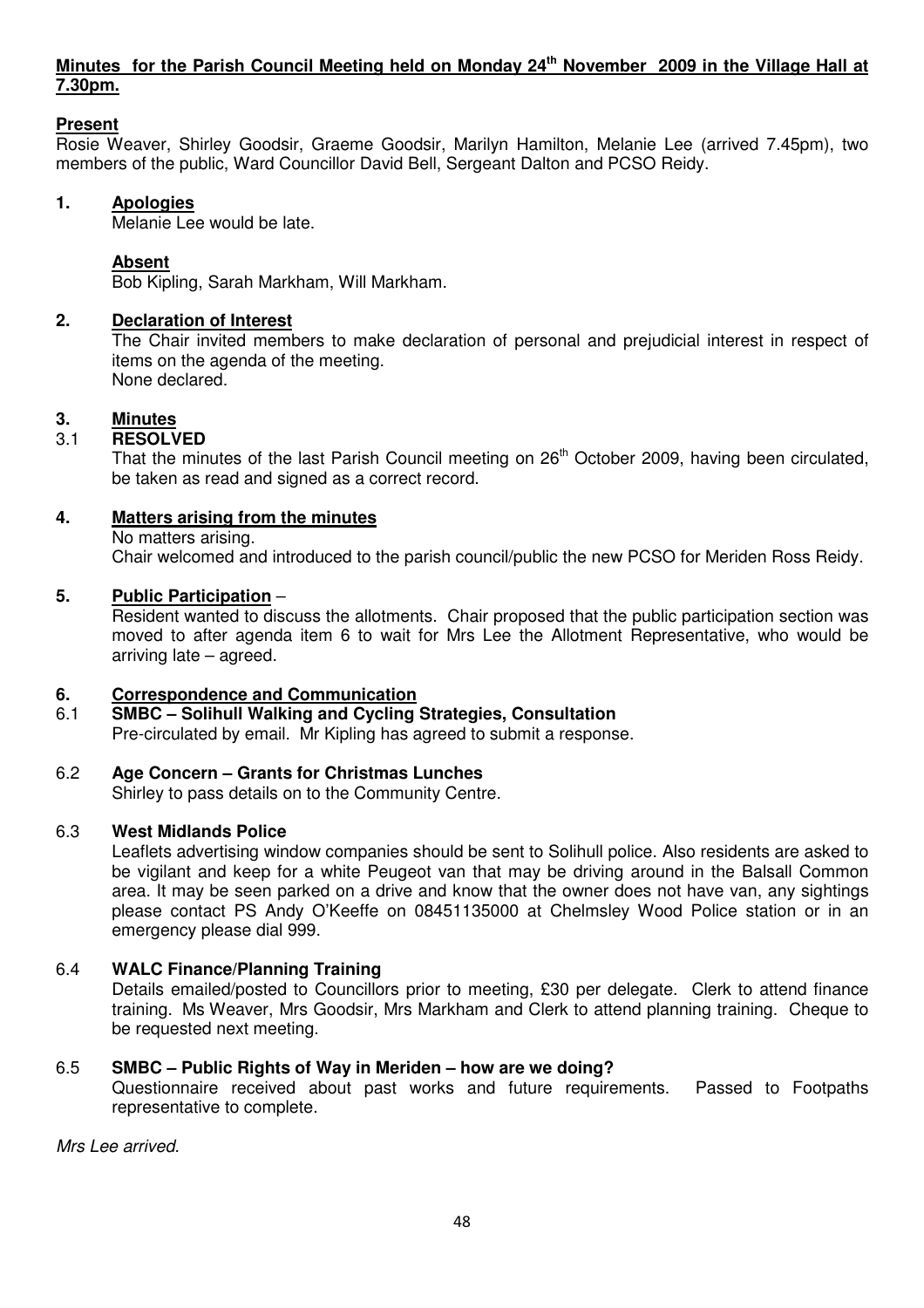**Minutes for the Parish Council Meeting held on Monday 24th November 2009 in the Village Hall at 7.30pm.**

**Present**

Rosie Weaver, Shirley Goodsir, Graeme Goodsir, Marilyn Hamilton, Melanie Lee (arrived 7.45pm), two members of the public, Ward Councillor David Bell, Sergeant Dalton and PCSO Reidy.

## 1. Apologies

Melanie Lee would be late.

**Absent**

Bob Kipling, Sarah Markham, Will Markham.

## 2. Declaration of Interest

The Chair invited members to make declaration of personal and prejudicial interest in respect of items on the agenda of the meeting.
None declared.

## 3. Minutes

### 3.1 RESOLVED

That the minutes of the last Parish Council meeting on 26th October 2009, having been circulated, be taken as read and signed as a correct record.

## 4. Matters arising from the minutes

No matters arising.
Chair welcomed and introduced to the parish council/public the new PCSO for Meriden Ross Reidy.

## 5. Public Participation –

Resident wanted to discuss the allotments. Chair proposed that the public participation section was moved to after agenda item 6 to wait for Mrs Lee the Allotment Representative, who would be arriving late – agreed.

## 6. Correspondence and Communication

### 6.1 SMBC – Solihull Walking and Cycling Strategies, Consultation

Pre-circulated by email. Mr Kipling has agreed to submit a response.

### 6.2 Age Concern – Grants for Christmas Lunches

Shirley to pass details on to the Community Centre.

### 6.3 West Midlands Police

Leaflets advertising window companies should be sent to Solihull police. Also residents are asked to be vigilant and keep for a white Peugeot van that may be driving around in the Balsall Common area. It may be seen parked on a drive and know that the owner does not have van, any sightings please contact PS Andy O'Keeffe on 08451135000 at Chelmsley Wood Police station or in an emergency please dial 999.

### 6.4 WALC Finance/Planning Training

Details emailed/posted to Councillors prior to meeting, £30 per delegate. Clerk to attend finance training. Ms Weaver, Mrs Goodsir, Mrs Markham and Clerk to attend planning training. Cheque to be requested next meeting.

### 6.5 SMBC – Public Rights of Way in Meriden – how are we doing?

Questionnaire received about past works and future requirements. Passed to Footpaths representative to complete.

*Mrs Lee arrived.*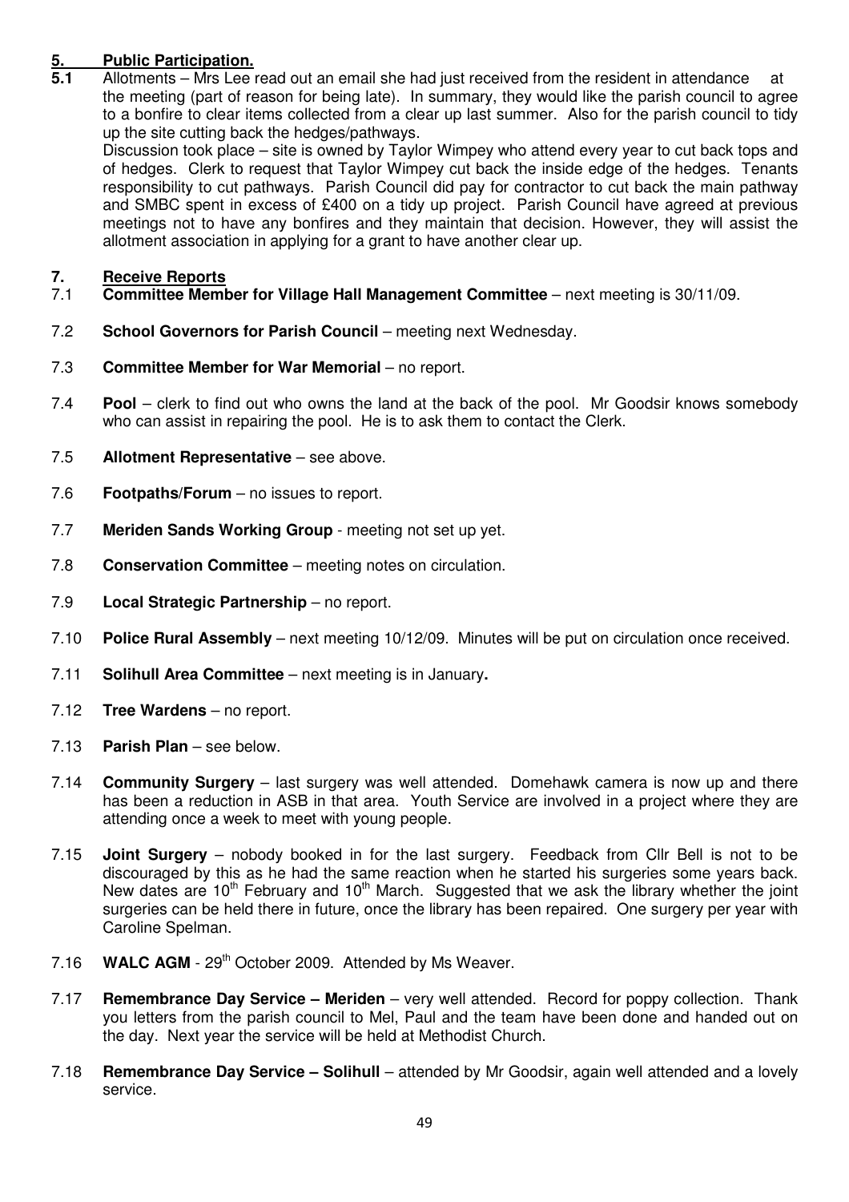## 5. Public Participation.

**5.1** Allotments – Mrs Lee read out an email she had just received from the resident in attendance at the meeting (part of reason for being late). In summary, they would like the parish council to agree to a bonfire to clear items collected from a clear up last summer. Also for the parish council to tidy up the site cutting back the hedges/pathways.

Discussion took place – site is owned by Taylor Wimpey who attend every year to cut back tops and of hedges. Clerk to request that Taylor Wimpey cut back the inside edge of the hedges. Tenants responsibility to cut pathways. Parish Council did pay for contractor to cut back the main pathway and SMBC spent in excess of £400 on a tidy up project. Parish Council have agreed at previous meetings not to have any bonfires and they maintain that decision. However, they will assist the allotment association in applying for a grant to have another clear up.

## 7. Receive Reports

7.1 **Committee Member for Village Hall Management Committee** – next meeting is 30/11/09.

7.2 **School Governors for Parish Council** – meeting next Wednesday.

7.3 **Committee Member for War Memorial** – no report.

7.4 **Pool** – clerk to find out who owns the land at the back of the pool. Mr Goodsir knows somebody who can assist in repairing the pool. He is to ask them to contact the Clerk.

7.5 **Allotment Representative** – see above.

7.6 **Footpaths/Forum** – no issues to report.

7.7 **Meriden Sands Working Group** - meeting not set up yet.

7.8 **Conservation Committee** – meeting notes on circulation.

7.9 **Local Strategic Partnership** – no report.

7.10 **Police Rural Assembly** – next meeting 10/12/09. Minutes will be put on circulation once received.

7.11 **Solihull Area Committee** – next meeting is in January**.**

7.12 **Tree Wardens** – no report.

7.13 **Parish Plan** – see below.

7.14 **Community Surgery** – last surgery was well attended. Domehawk camera is now up and there has been a reduction in ASB in that area. Youth Service are involved in a project where they are attending once a week to meet with young people.

7.15 **Joint Surgery** – nobody booked in for the last surgery. Feedback from Cllr Bell is not to be discouraged by this as he had the same reaction when he started his surgeries some years back. New dates are 10th February and 10th March. Suggested that we ask the library whether the joint surgeries can be held there in future, once the library has been repaired. One surgery per year with Caroline Spelman.

7.16 **WALC AGM** - 29th October 2009. Attended by Ms Weaver.

7.17 **Remembrance Day Service – Meriden** – very well attended. Record for poppy collection. Thank you letters from the parish council to Mel, Paul and the team have been done and handed out on the day. Next year the service will be held at Methodist Church.

7.18 **Remembrance Day Service – Solihull** – attended by Mr Goodsir, again well attended and a lovely service.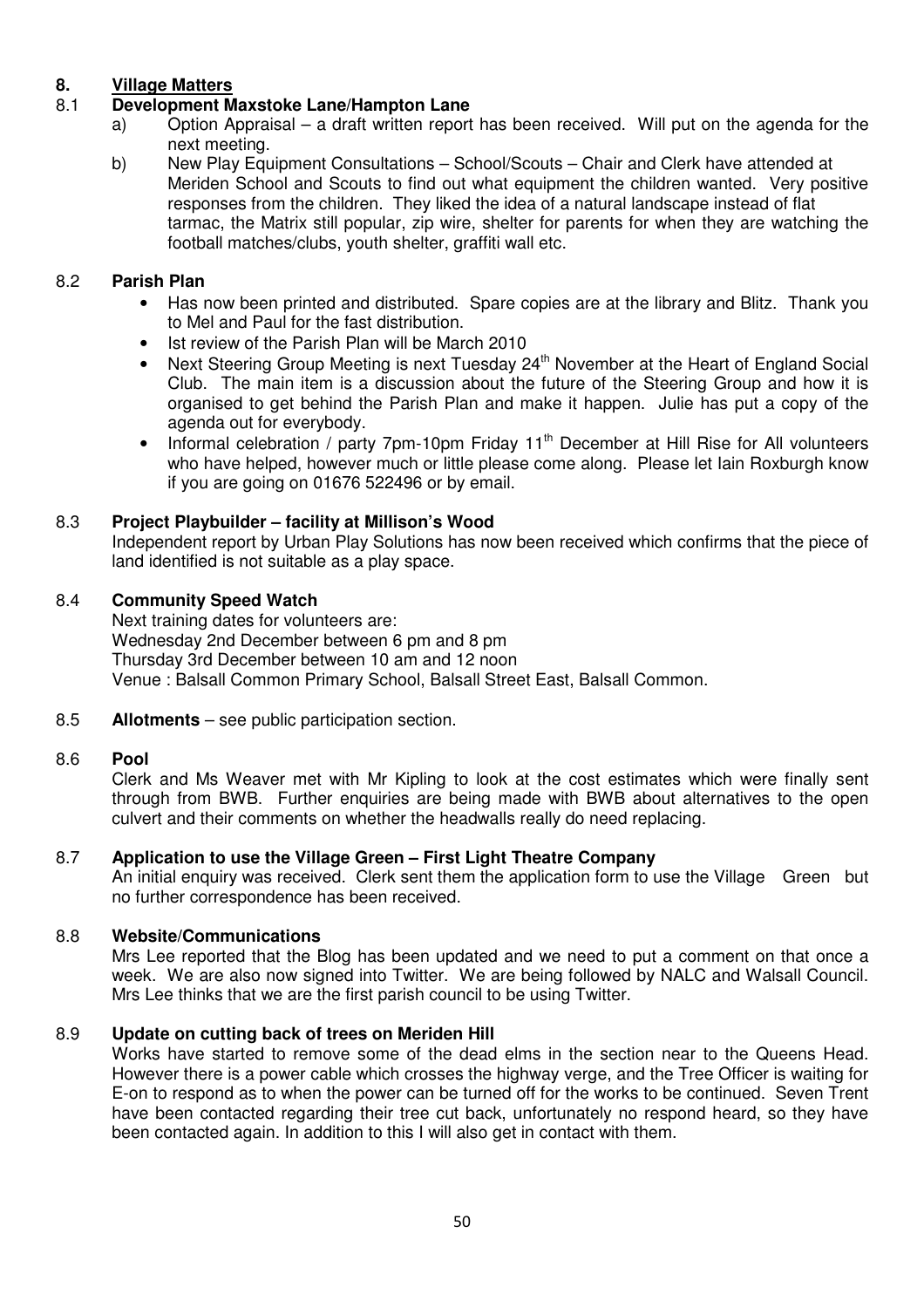# 8. Village Matters

## 8.1 Development Maxstoke Lane/Hampton Lane

a) Option Appraisal – a draft written report has been received. Will put on the agenda for the next meeting.

b) New Play Equipment Consultations – School/Scouts – Chair and Clerk have attended at Meriden School and Scouts to find out what equipment the children wanted. Very positive responses from the children. They liked the idea of a natural landscape instead of flat tarmac, the Matrix still popular, zip wire, shelter for parents for when they are watching the football matches/clubs, youth shelter, graffiti wall etc.

## 8.2 Parish Plan

- Has now been printed and distributed. Spare copies are at the library and Blitz. Thank you to Mel and Paul for the fast distribution.
- Ist review of the Parish Plan will be March 2010
- Next Steering Group Meeting is next Tuesday 24th November at the Heart of England Social Club. The main item is a discussion about the future of the Steering Group and how it is organised to get behind the Parish Plan and make it happen. Julie has put a copy of the agenda out for everybody.
- Informal celebration / party 7pm-10pm Friday 11th December at Hill Rise for All volunteers who have helped, however much or little please come along. Please let Iain Roxburgh know if you are going on 01676 522496 or by email.

## 8.3 Project Playbuilder – facility at Millison's Wood

Independent report by Urban Play Solutions has now been received which confirms that the piece of land identified is not suitable as a play space.

## 8.4 Community Speed Watch

Next training dates for volunteers are:
Wednesday 2nd December between 6 pm and 8 pm
Thursday 3rd December between 10 am and 12 noon
Venue : Balsall Common Primary School, Balsall Street East, Balsall Common.

## 8.5 Allotments – see public participation section.

## 8.6 Pool

Clerk and Ms Weaver met with Mr Kipling to look at the cost estimates which were finally sent through from BWB. Further enquiries are being made with BWB about alternatives to the open culvert and their comments on whether the headwalls really do need replacing.

## 8.7 Application to use the Village Green – First Light Theatre Company

An initial enquiry was received. Clerk sent them the application form to use the Village Green but no further correspondence has been received.

## 8.8 Website/Communications

Mrs Lee reported that the Blog has been updated and we need to put a comment on that once a week. We are also now signed into Twitter. We are being followed by NALC and Walsall Council. Mrs Lee thinks that we are the first parish council to be using Twitter.

## 8.9 Update on cutting back of trees on Meriden Hill

Works have started to remove some of the dead elms in the section near to the Queens Head. However there is a power cable which crosses the highway verge, and the Tree Officer is waiting for E-on to respond as to when the power can be turned off for the works to be continued. Seven Trent have been contacted regarding their tree cut back, unfortunately no respond heard, so they have been contacted again. In addition to this I will also get in contact with them.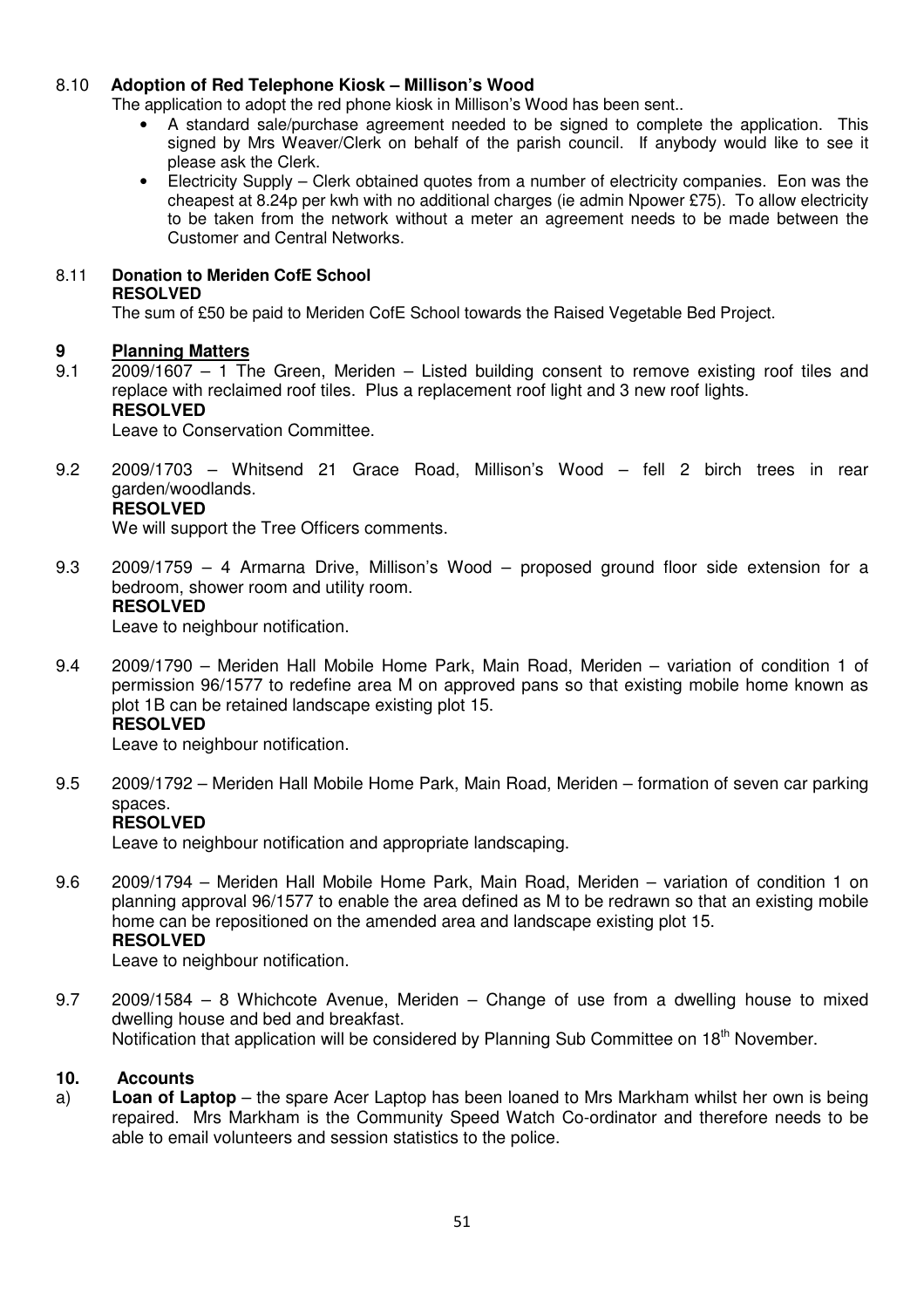8.10 **Adoption of Red Telephone Kiosk – Millison's Wood**

The application to adopt the red phone kiosk in Millison's Wood has been sent..

- A standard sale/purchase agreement needed to be signed to complete the application. This signed by Mrs Weaver/Clerk on behalf of the parish council. If anybody would like to see it please ask the Clerk.
- Electricity Supply – Clerk obtained quotes from a number of electricity companies. Eon was the cheapest at 8.24p per kwh with no additional charges (ie admin Npower £75). To allow electricity to be taken from the network without a meter an agreement needs to be made between the Customer and Central Networks.

8.11 **Donation to Meriden CofE School**

**RESOLVED**

The sum of £50 be paid to Meriden CofE School towards the Raised Vegetable Bed Project.

## 9 Planning Matters

9.1 2009/1607 – 1 The Green, Meriden – Listed building consent to remove existing roof tiles and replace with reclaimed roof tiles. Plus a replacement roof light and 3 new roof lights.

**RESOLVED**

Leave to Conservation Committee.

9.2 2009/1703 – Whitsend 21 Grace Road, Millison's Wood – fell 2 birch trees in rear garden/woodlands.

**RESOLVED**

We will support the Tree Officers comments.

9.3 2009/1759 – 4 Armarna Drive, Millison's Wood – proposed ground floor side extension for a bedroom, shower room and utility room.

**RESOLVED**

Leave to neighbour notification.

9.4 2009/1790 – Meriden Hall Mobile Home Park, Main Road, Meriden – variation of condition 1 of permission 96/1577 to redefine area M on approved pans so that existing mobile home known as plot 1B can be retained landscape existing plot 15.

**RESOLVED**

Leave to neighbour notification.

9.5 2009/1792 – Meriden Hall Mobile Home Park, Main Road, Meriden – formation of seven car parking spaces.

**RESOLVED**

Leave to neighbour notification and appropriate landscaping.

9.6 2009/1794 – Meriden Hall Mobile Home Park, Main Road, Meriden – variation of condition 1 on planning approval 96/1577 to enable the area defined as M to be redrawn so that an existing mobile home can be repositioned on the amended area and landscape existing plot 15.

**RESOLVED**

Leave to neighbour notification.

9.7 2009/1584 – 8 Whichcote Avenue, Meriden – Change of use from a dwelling house to mixed dwelling house and bed and breakfast.

Notification that application will be considered by Planning Sub Committee on 18th November.

## 10. Accounts

a) **Loan of Laptop** – the spare Acer Laptop has been loaned to Mrs Markham whilst her own is being repaired. Mrs Markham is the Community Speed Watch Co-ordinator and therefore needs to be able to email volunteers and session statistics to the police.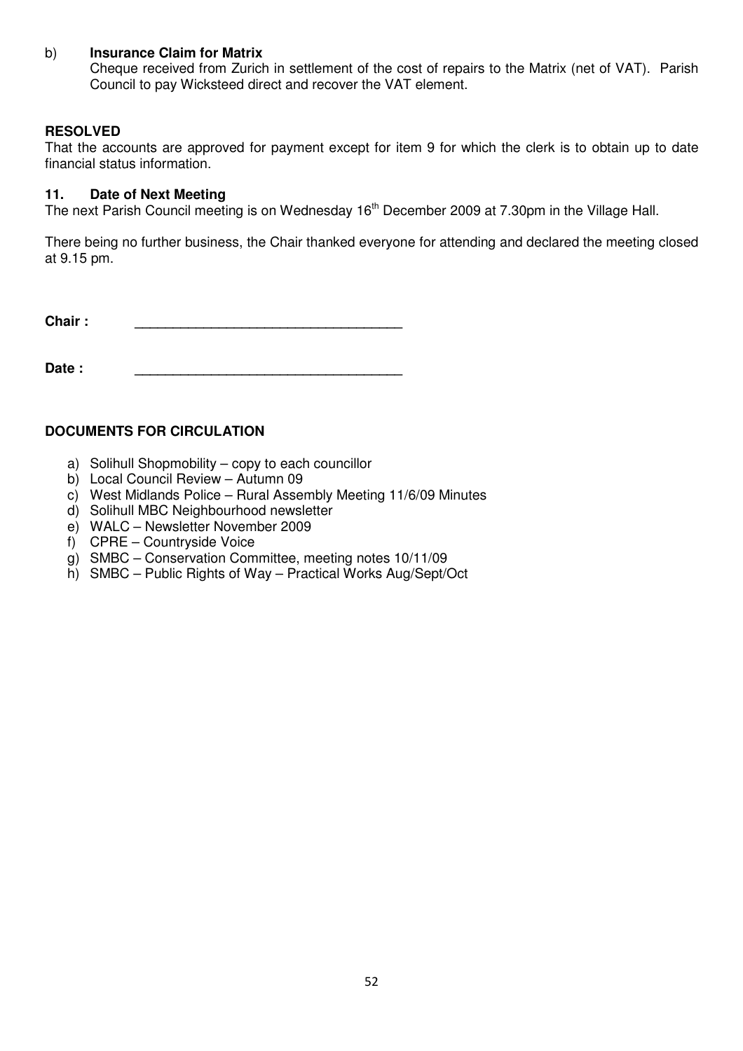b) **Insurance Claim for Matrix**

Cheque received from Zurich in settlement of the cost of repairs to the Matrix (net of VAT). Parish Council to pay Wicksteed direct and recover the VAT element.

**RESOLVED**

That the accounts are approved for payment except for item 9 for which the clerk is to obtain up to date financial status information.

### 11. Date of Next Meeting

The next Parish Council meeting is on Wednesday 16th December 2009 at 7.30pm in the Village Hall.

There being no further business, the Chair thanked everyone for attending and declared the meeting closed at 9.15 pm.

**Chair :** \_\_\_\_\_\_\_\_\_\_\_\_\_\_\_\_\_\_\_\_\_\_\_\_\_\_\_\_\_\_\_\_\_\_\_

**Date :** \_\_\_\_\_\_\_\_\_\_\_\_\_\_\_\_\_\_\_\_\_\_\_\_\_\_\_\_\_\_\_\_\_\_\_

**DOCUMENTS FOR CIRCULATION**

a) Solihull Shopmobility – copy to each councillor
b) Local Council Review – Autumn 09
c) West Midlands Police – Rural Assembly Meeting 11/6/09 Minutes
d) Solihull MBC Neighbourhood newsletter
e) WALC – Newsletter November 2009
f) CPRE – Countryside Voice
g) SMBC – Conservation Committee, meeting notes 10/11/09
h) SMBC – Public Rights of Way – Practical Works Aug/Sept/Oct